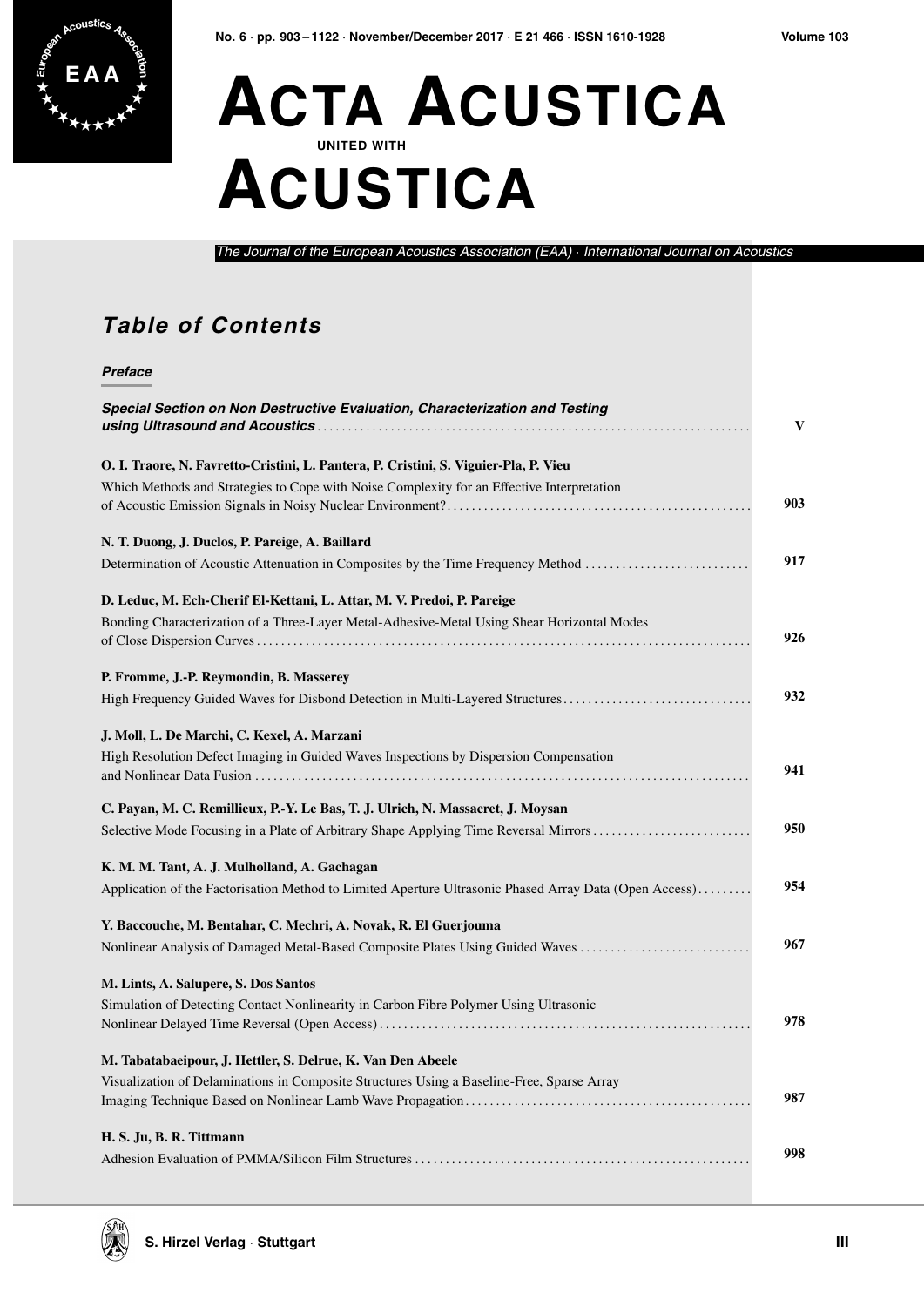# ACTA ACUSTICA UNITED WITH ACUSTICA

*The Journal of the European Acoustics Association (EAA) · International Journal on Acoustics*

## Table of Contents

### Preface

**Special Section on Non Destructive Evaluation, Characterization and Testing using Ultrasound and Acoustics** . . . . . . . . . . V

**O. I. Traore, N. Favretto-Cristini, L. Pantera, P. Cristini, S. Viguier-Pla, P. Vieu**
Which Methods and Strategies to Cope with Noise Complexity for an Effective Interpretation of Acoustic Emission Signals in Noisy Nuclear Environment? . . . . . . . . . . 903

**N. T. Duong, J. Duclos, P. Pareige, A. Baillard**
Determination of Acoustic Attenuation in Composites by the Time Frequency Method . . . . . . . . . . 917

**D. Leduc, M. Ech-Cherif El-Kettani, L. Attar, M. V. Predoi, P. Pareige**
Bonding Characterization of a Three-Layer Metal-Adhesive-Metal Using Shear Horizontal Modes of Close Dispersion Curves . . . . . . . . . . 926

**P. Fromme, J.-P. Reymondin, B. Masserey**
High Frequency Guided Waves for Disbond Detection in Multi-Layered Structures . . . . . . . . . . 932

**J. Moll, L. De Marchi, C. Kexel, A. Marzani**
High Resolution Defect Imaging in Guided Waves Inspections by Dispersion Compensation and Nonlinear Data Fusion . . . . . . . . . . 941

**C. Payan, M. C. Remillieux, P.-Y. Le Bas, T. J. Ulrich, N. Massacret, J. Moysan**
Selective Mode Focusing in a Plate of Arbitrary Shape Applying Time Reversal Mirrors . . . . . . . . . . 950

**K. M. M. Tant, A. J. Mulholland, A. Gachagan**
Application of the Factorisation Method to Limited Aperture Ultrasonic Phased Array Data (Open Access) . . . . . . . . . . 954

**Y. Baccouche, M. Bentahar, C. Mechri, A. Novak, R. El Guerjouma**
Nonlinear Analysis of Damaged Metal-Based Composite Plates Using Guided Waves . . . . . . . . . . 967

**M. Lints, A. Salupere, S. Dos Santos**
Simulation of Detecting Contact Nonlinearity in Carbon Fibre Polymer Using Ultrasonic Nonlinear Delayed Time Reversal (Open Access) . . . . . . . . . . 978

**M. Tabatabaeipour, J. Hettler, S. Delrue, K. Van Den Abeele**
Visualization of Delaminations in Composite Structures Using a Baseline-Free, Sparse Array Imaging Technique Based on Nonlinear Lamb Wave Propagation . . . . . . . . . . 987

**H. S. Ju, B. R. Tittmann**
Adhesion Evaluation of PMMA/Silicon Film Structures . . . . . . . . . . 998

S. Hirzel Verlag · Stuttgart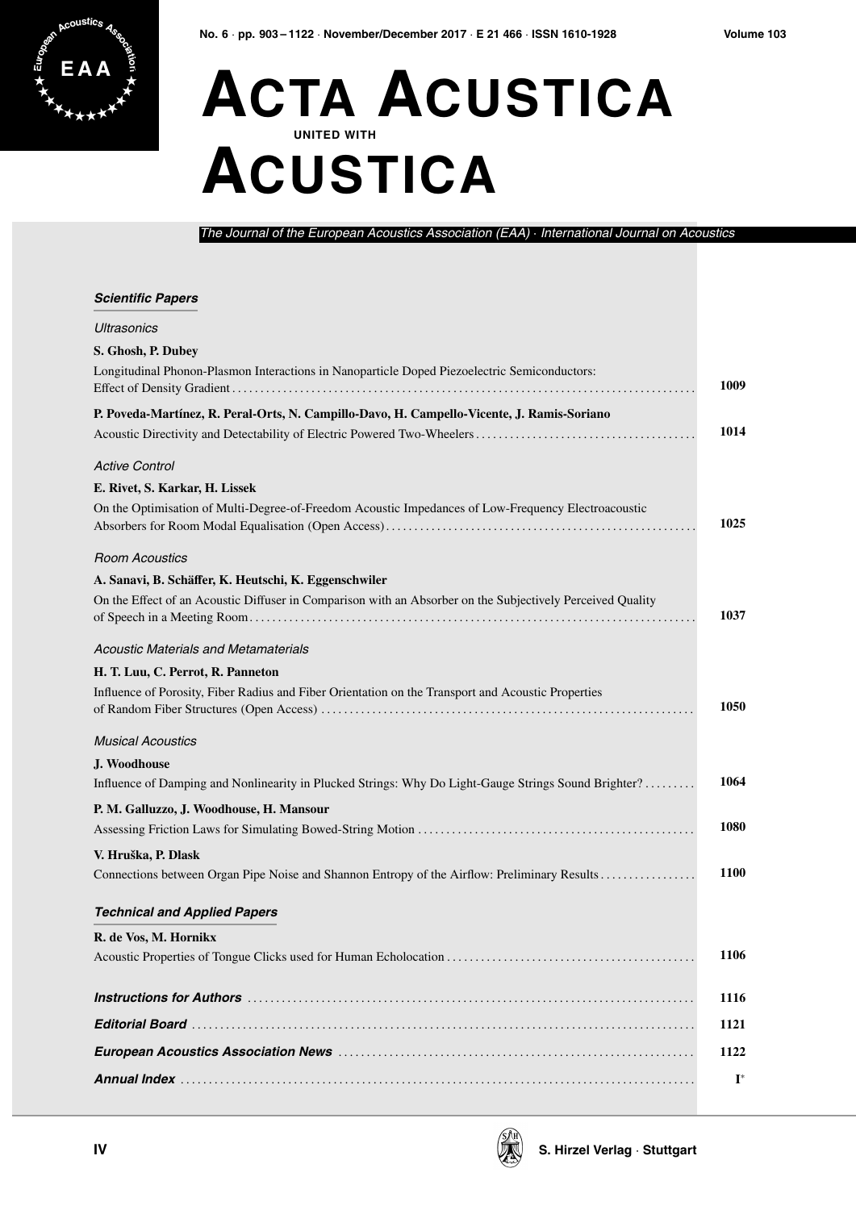# ACTA ACUSTICA UNITED WITH ACUSTICA

*The Journal of the European Acoustics Association (EAA) · International Journal on Acoustics*

## *Scientific Papers*

### *Ultrasonics*

**S. Ghosh, P. Dubey**

Longitudinal Phonon-Plasmon Interactions in Nanoparticle Doped Piezoelectric Semiconductors: Effect of Density Gradient ........ **1009**

**P. Poveda-Martínez, R. Peral-Orts, N. Campillo-Davo, H. Campello-Vicente, J. Ramis-Soriano**

Acoustic Directivity and Detectability of Electric Powered Two-Wheelers ........ **1014**

### *Active Control*

**E. Rivet, S. Karkar, H. Lissek**

On the Optimisation of Multi-Degree-of-Freedom Acoustic Impedances of Low-Frequency Electroacoustic Absorbers for Room Modal Equalisation (Open Access) ........ **1025**

### *Room Acoustics*

**A. Sanavi, B. Schäffer, K. Heutschi, K. Eggenschwiler**

On the Effect of an Acoustic Diffuser in Comparison with an Absorber on the Subjectively Perceived Quality of Speech in a Meeting Room ........ **1037**

### *Acoustic Materials and Metamaterials*

**H. T. Luu, C. Perrot, R. Panneton**

Influence of Porosity, Fiber Radius and Fiber Orientation on the Transport and Acoustic Properties of Random Fiber Structures (Open Access) ........ **1050**

### *Musical Acoustics*

**J. Woodhouse**

Influence of Damping and Nonlinearity in Plucked Strings: Why Do Light-Gauge Strings Sound Brighter? ........ **1064**

**P. M. Galluzzo, J. Woodhouse, H. Mansour**

Assessing Friction Laws for Simulating Bowed-String Motion ........ **1080**

**V. Hruška, P. Dlask**

Connections between Organ Pipe Noise and Shannon Entropy of the Airflow: Preliminary Results ........ **1100**

## *Technical and Applied Papers*

**R. de Vos, M. Hornikx**

Acoustic Properties of Tongue Clicks used for Human Echolocation ........ **1106**

***Instructions for Authors*** ........ **1116**

***Editorial Board*** ........ **1121**

***European Acoustics Association News*** ........ **1122**

***Annual Index*** ........ **I***

S. Hirzel Verlag · Stuttgart